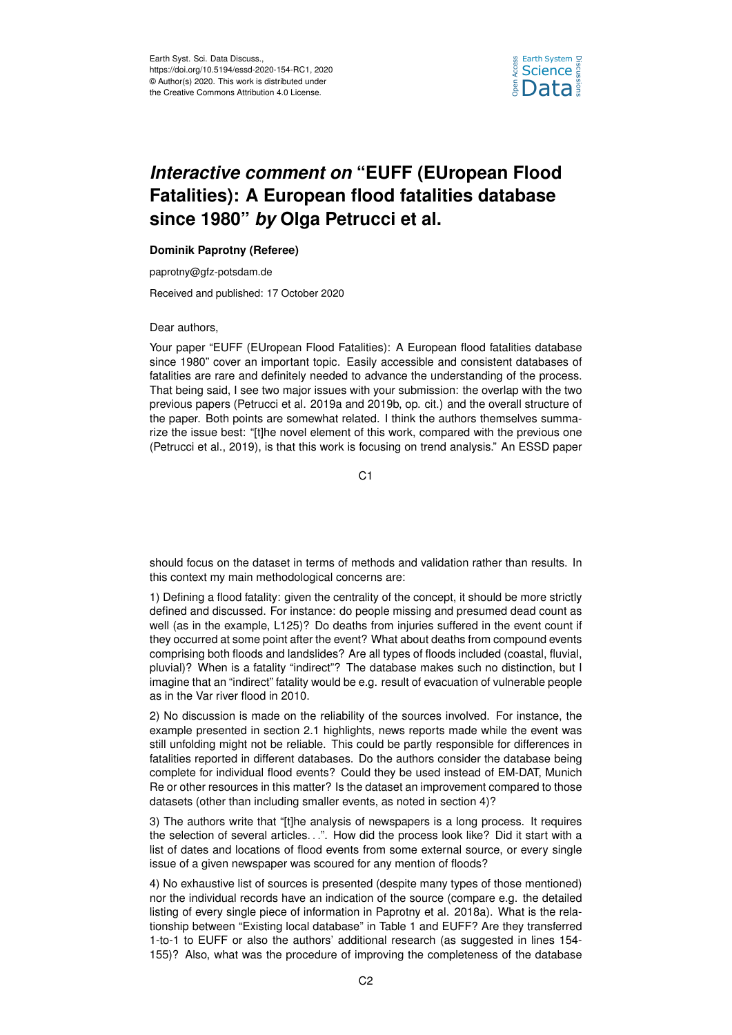# *Interactive comment on* "EUFF (EUropean Flood Fatalities): A European flood fatalities database since 1980" *by* Olga Petrucci et al.

**Dominik Paprotny (Referee)**

paprotny@gfz-potsdam.de

Received and published: 17 October 2020

Dear authors,

Your paper "EUFF (EUropean Flood Fatalities): A European flood fatalities database since 1980" cover an important topic. Easily accessible and consistent databases of fatalities are rare and definitely needed to advance the understanding of the process. That being said, I see two major issues with your submission: the overlap with the two previous papers (Petrucci et al. 2019a and 2019b, op. cit.) and the overall structure of the paper. Both points are somewhat related. I think the authors themselves summarize the issue best: "[t]he novel element of this work, compared with the previous one (Petrucci et al., 2019), is that this work is focusing on trend analysis." An ESSD paper should focus on the dataset in terms of methods and validation rather than results. In this context my main methodological concerns are:

1) Defining a flood fatality: given the centrality of the concept, it should be more strictly defined and discussed. For instance: do people missing and presumed dead count as well (as in the example, L125)? Do deaths from injuries suffered in the event count if they occurred at some point after the event? What about deaths from compound events comprising both floods and landslides? Are all types of floods included (coastal, fluvial, pluvial)? When is a fatality "indirect"? The database makes such no distinction, but I imagine that an "indirect" fatality would be e.g. result of evacuation of vulnerable people as in the Var river flood in 2010.

2) No discussion is made on the reliability of the sources involved. For instance, the example presented in section 2.1 highlights, news reports made while the event was still unfolding might not be reliable. This could be partly responsible for differences in fatalities reported in different databases. Do the authors consider the database being complete for individual flood events? Could they be used instead of EM-DAT, Munich Re or other resources in this matter? Is the dataset an improvement compared to those datasets (other than including smaller events, as noted in section 4)?

3) The authors write that "[t]he analysis of newspapers is a long process. It requires the selection of several articles. . .". How did the process look like? Did it start with a list of dates and locations of flood events from some external source, or every single issue of a given newspaper was scoured for any mention of floods?

4) No exhaustive list of sources is presented (despite many types of those mentioned) nor the individual records have an indication of the source (compare e.g. the detailed listing of every single piece of information in Paprotny et al. 2018a). What is the relationship between "Existing local database" in Table 1 and EUFF? Are they transferred 1-to-1 to EUFF or also the authors' additional research (as suggested in lines 154-155)? Also, what was the procedure of improving the completeness of the database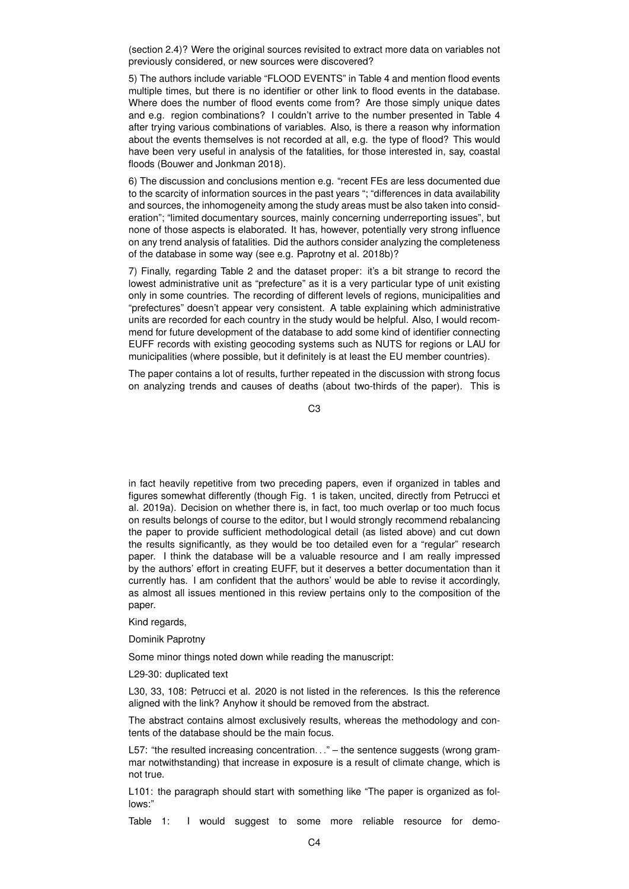(section 2.4)? Were the original sources revisited to extract more data on variables not previously considered, or new sources were discovered?

5) The authors include variable "FLOOD EVENTS" in Table 4 and mention flood events multiple times, but there is no identifier or other link to flood events in the database. Where does the number of flood events come from? Are those simply unique dates and e.g. region combinations? I couldn't arrive to the number presented in Table 4 after trying various combinations of variables. Also, is there a reason why information about the events themselves is not recorded at all, e.g. the type of flood? This would have been very useful in analysis of the fatalities, for those interested in, say, coastal floods (Bouwer and Jonkman 2018).

6) The discussion and conclusions mention e.g. "recent FEs are less documented due to the scarcity of information sources in the past years "; "differences in data availability and sources, the inhomogeneity among the study areas must be also taken into consideration"; "limited documentary sources, mainly concerning underreporting issues", but none of those aspects is elaborated. It has, however, potentially very strong influence on any trend analysis of fatalities. Did the authors consider analyzing the completeness of the database in some way (see e.g. Paprotny et al. 2018b)?

7) Finally, regarding Table 2 and the dataset proper: it's a bit strange to record the lowest administrative unit as "prefecture" as it is a very particular type of unit existing only in some countries. The recording of different levels of regions, municipalities and "prefectures" doesn't appear very consistent. A table explaining which administrative units are recorded for each country in the study would be helpful. Also, I would recommend for future development of the database to add some kind of identifier connecting EUFF records with existing geocoding systems such as NUTS for regions or LAU for municipalities (where possible, but it definitely is at least the EU member countries).

The paper contains a lot of results, further repeated in the discussion with strong focus on analyzing trends and causes of deaths (about two-thirds of the paper). This is in fact heavily repetitive from two preceding papers, even if organized in tables and figures somewhat differently (though Fig. 1 is taken, uncited, directly from Petrucci et al. 2019a). Decision on whether there is, in fact, too much overlap or too much focus on results belongs of course to the editor, but I would strongly recommend rebalancing the paper to provide sufficient methodological detail (as listed above) and cut down the results significantly, as they would be too detailed even for a "regular" research paper. I think the database will be a valuable resource and I am really impressed by the authors' effort in creating EUFF, but it deserves a better documentation than it currently has. I am confident that the authors' would be able to revise it accordingly, as almost all issues mentioned in this review pertains only to the composition of the paper.

Kind regards,

Dominik Paprotny

Some minor things noted down while reading the manuscript:

L29-30: duplicated text

L30, 33, 108: Petrucci et al. 2020 is not listed in the references. Is this the reference aligned with the link? Anyhow it should be removed from the abstract.

The abstract contains almost exclusively results, whereas the methodology and contents of the database should be the main focus.

L57: "the resulted increasing concentration…" – the sentence suggests (wrong grammar notwithstanding) that increase in exposure is a result of climate change, which is not true.

L101: the paragraph should start with something like "The paper is organized as follows:"

Table 1: I would suggest to some more reliable resource for demo-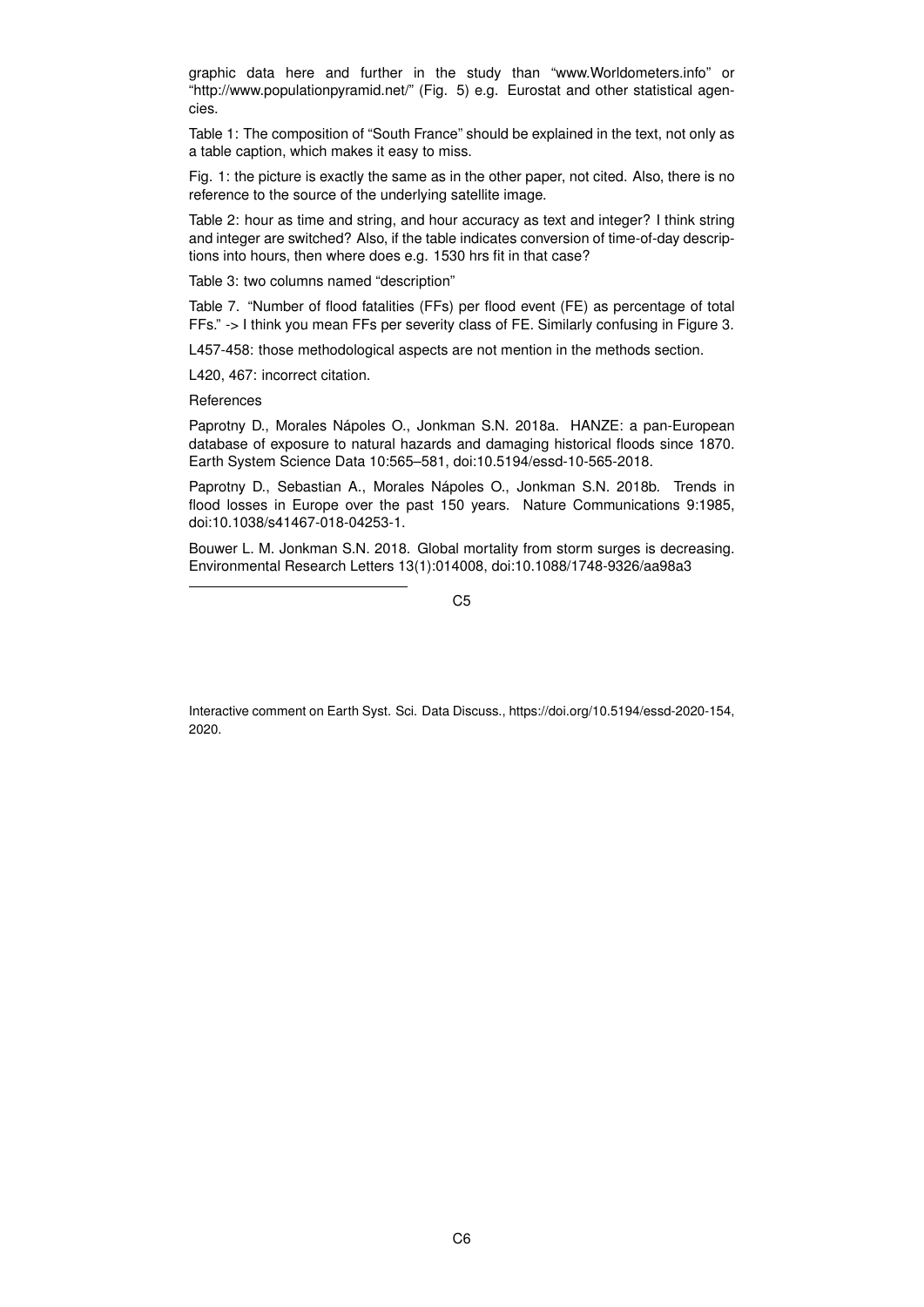graphic data here and further in the study than “www.Worldometers.info” or “http://www.populationpyramid.net/” (Fig. 5) e.g. Eurostat and other statistical agencies.

Table 1: The composition of “South France” should be explained in the text, not only as a table caption, which makes it easy to miss.

Fig. 1: the picture is exactly the same as in the other paper, not cited. Also, there is no reference to the source of the underlying satellite image.

Table 2: hour as time and string, and hour accuracy as text and integer? I think string and integer are switched? Also, if the table indicates conversion of time-of-day descriptions into hours, then where does e.g. 1530 hrs fit in that case?

Table 3: two columns named “description”

Table 7. “Number of flood fatalities (FFs) per flood event (FE) as percentage of total FFs.” -> I think you mean FFs per severity class of FE. Similarly confusing in Figure 3.

L457-458: those methodological aspects are not mention in the methods section.

L420, 467: incorrect citation.

References

Paprotny D., Morales Nápoles O., Jonkman S.N. 2018a. HANZE: a pan-European database of exposure to natural hazards and damaging historical floods since 1870. Earth System Science Data 10:565–581, doi:10.5194/essd-10-565-2018.

Paprotny D., Sebastian A., Morales Nápoles O., Jonkman S.N. 2018b. Trends in flood losses in Europe over the past 150 years. Nature Communications 9:1985, doi:10.1038/s41467-018-04253-1.

Bouwer L. M. Jonkman S.N. 2018. Global mortality from storm surges is decreasing. Environmental Research Letters 13(1):014008, doi:10.1088/1748-9326/aa98a3

Interactive comment on Earth Syst. Sci. Data Discuss., https://doi.org/10.5194/essd-2020-154, 2020.